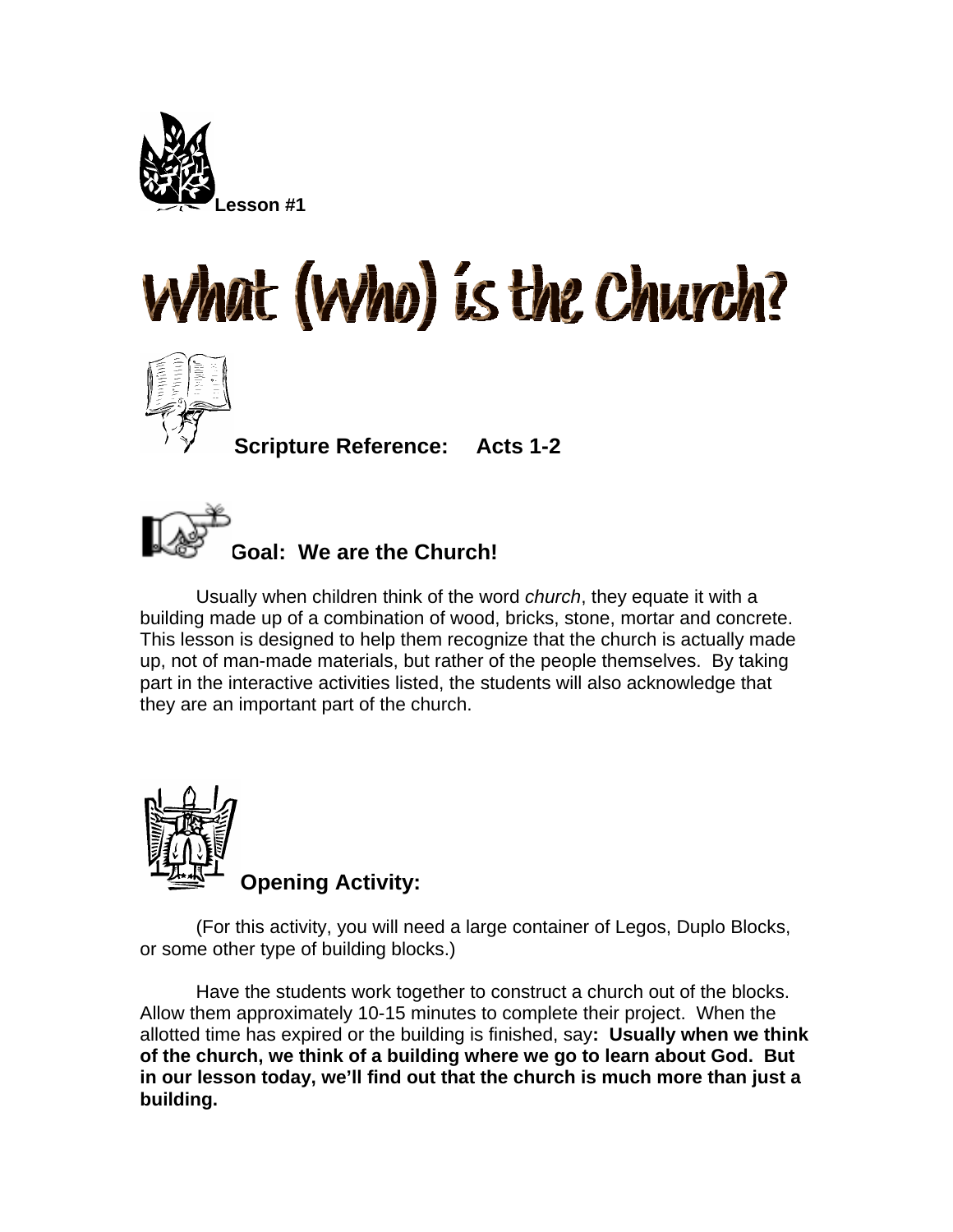Lesson #1

# What (Who) is the Church?

**Scripture Reference: Acts 1-2**

**Goal: We are the Church!**

Usually when children think of the word *church*, they equate it with a building made up of a combination of wood, bricks, stone, mortar and concrete. This lesson is designed to help them recognize that the church is actually made up, not of man-made materials, but rather of the people themselves. By taking part in the interactive activities listed, the students will also acknowledge that they are an important part of the church.

**Opening Activity:**

(For this activity, you will need a large container of Legos, Duplo Blocks, or some other type of building blocks.)

Have the students work together to construct a church out of the blocks. Allow them approximately 10-15 minutes to complete their project. When the allotted time has expired or the building is finished, say**: Usually when we think of the church, we think of a building where we go to learn about God. But in our lesson today, we'll find out that the church is much more than just a building.**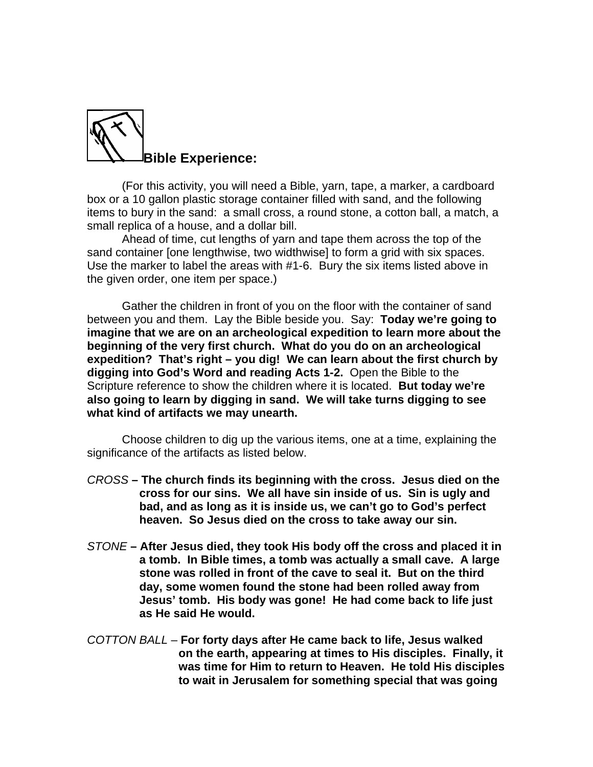## Bible Experience:

(For this activity, you will need a Bible, yarn, tape, a marker, a cardboard box or a 10 gallon plastic storage container filled with sand, and the following items to bury in the sand: a small cross, a round stone, a cotton ball, a match, a small replica of a house, and a dollar bill.

Ahead of time, cut lengths of yarn and tape them across the top of the sand container [one lengthwise, two widthwise] to form a grid with six spaces. Use the marker to label the areas with #1-6. Bury the six items listed above in the given order, one item per space.)

Gather the children in front of you on the floor with the container of sand between you and them. Lay the Bible beside you. Say: **Today we're going to imagine that we are on an archeological expedition to learn more about the beginning of the very first church. What do you do on an archeological expedition? That's right – you dig! We can learn about the first church by digging into God's Word and reading Acts 1-2.** Open the Bible to the Scripture reference to show the children where it is located. **But today we're also going to learn by digging in sand. We will take turns digging to see what kind of artifacts we may unearth.**

Choose children to dig up the various items, one at a time, explaining the significance of the artifacts as listed below.

*CROSS* **– The church finds its beginning with the cross. Jesus died on the cross for our sins. We all have sin inside of us. Sin is ugly and bad, and as long as it is inside us, we can't go to God's perfect heaven. So Jesus died on the cross to take away our sin.**

*STONE* **– After Jesus died, they took His body off the cross and placed it in a tomb. In Bible times, a tomb was actually a small cave. A large stone was rolled in front of the cave to seal it. But on the third day, some women found the stone had been rolled away from Jesus' tomb. His body was gone! He had come back to life just as He said He would.**

*COTTON BALL* – **For forty days after He came back to life, Jesus walked on the earth, appearing at times to His disciples. Finally, it was time for Him to return to Heaven. He told His disciples to wait in Jerusalem for something special that was going**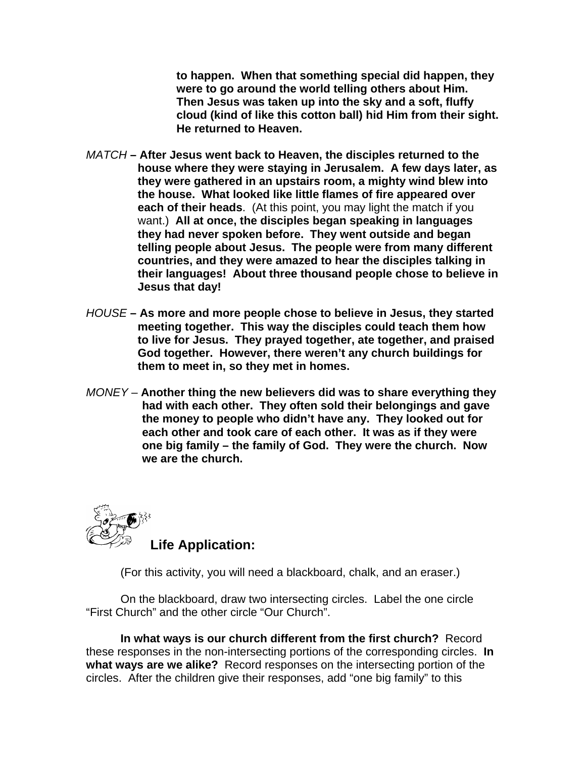**to happen. When that something special did happen, they were to go around the world telling others about Him. Then Jesus was taken up into the sky and a soft, fluffy cloud (kind of like this cotton ball) hid Him from their sight. He returned to Heaven.**

*MATCH* **– After Jesus went back to Heaven, the disciples returned to the house where they were staying in Jerusalem. A few days later, as they were gathered in an upstairs room, a mighty wind blew into the house. What looked like little flames of fire appeared over each of their heads**. (At this point, you may light the match if you want.) **All at once, the disciples began speaking in languages they had never spoken before. They went outside and began telling people about Jesus. The people were from many different countries, and they were amazed to hear the disciples talking in their languages! About three thousand people chose to believe in Jesus that day!**

*HOUSE* **– As more and more people chose to believe in Jesus, they started meeting together. This way the disciples could teach them how to live for Jesus. They prayed together, ate together, and praised God together. However, there weren't any church buildings for them to meet in, so they met in homes.**

*MONEY* – **Another thing the new believers did was to share everything they had with each other. They often sold their belongings and gave the money to people who didn't have any. They looked out for each other and took care of each other. It was as if they were one big family – the family of God. They were the church. Now we are the church.**

## Life Application:

(For this activity, you will need a blackboard, chalk, and an eraser.)

On the blackboard, draw two intersecting circles. Label the one circle "First Church" and the other circle "Our Church".

**In what ways is our church different from the first church?** Record these responses in the non-intersecting portions of the corresponding circles. **In what ways are we alike?** Record responses on the intersecting portion of the circles. After the children give their responses, add "one big family" to this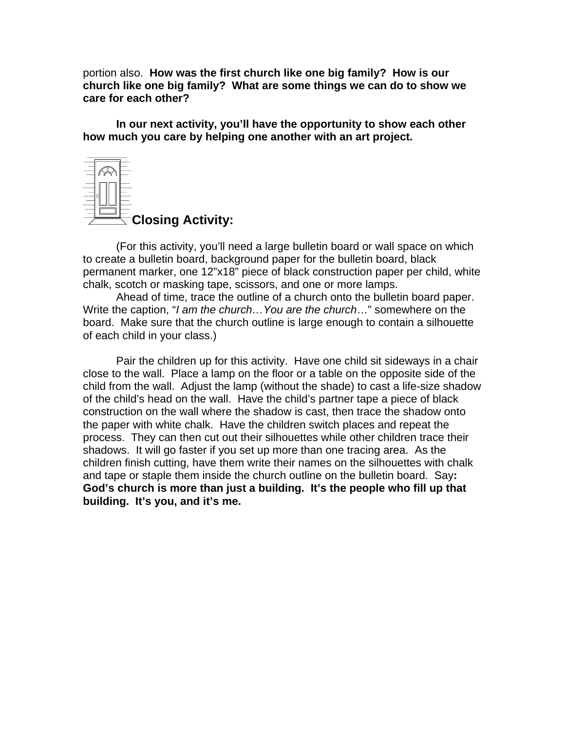portion also. **How was the first church like one big family? How is our church like one big family? What are some things we can do to show we care for each other?**

**In our next activity, you'll have the opportunity to show each other how much you care by helping one another with an art project.**

## Closing Activity:

(For this activity, you'll need a large bulletin board or wall space on which to create a bulletin board, background paper for the bulletin board, black permanent marker, one 12"x18" piece of black construction paper per child, white chalk, scotch or masking tape, scissors, and one or more lamps.

Ahead of time, trace the outline of a church onto the bulletin board paper. Write the caption, "*I am the church…You are the church*…" somewhere on the board. Make sure that the church outline is large enough to contain a silhouette of each child in your class.)

Pair the children up for this activity. Have one child sit sideways in a chair close to the wall. Place a lamp on the floor or a table on the opposite side of the child from the wall. Adjust the lamp (without the shade) to cast a life-size shadow of the child's head on the wall. Have the child's partner tape a piece of black construction on the wall where the shadow is cast, then trace the shadow onto the paper with white chalk. Have the children switch places and repeat the process. They can then cut out their silhouettes while other children trace their shadows. It will go faster if you set up more than one tracing area. As the children finish cutting, have them write their names on the silhouettes with chalk and tape or staple them inside the church outline on the bulletin board. Say**: God's church is more than just a building. It's the people who fill up that building. It's you, and it's me.**